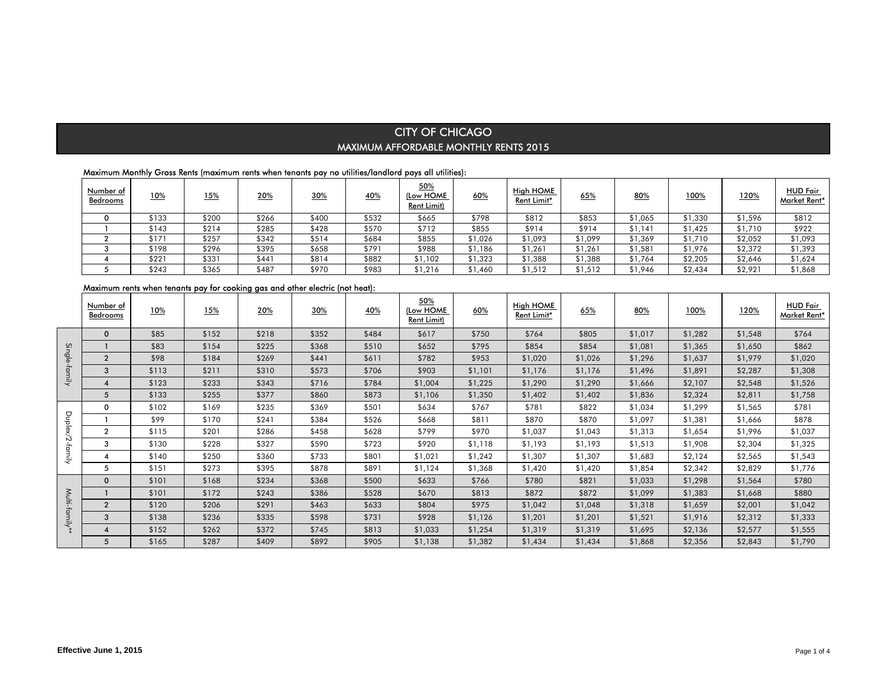# CITY OF CHICAGO

## MAXIMUM AFFORDABLE MONTHLY RENTS 2015

Maximum Monthly Gross Rents (maximum rents when tenants pay no utilities/landlord pays all utilities):

| Number of Bedrooms | 10% | 15% | 20% | 30% | 40% | 50% (Low HOME Rent Limit) | 60% | High HOME Rent Limit* | 65% | 80% | 100% | 120% | HUD Fair Market Rent* |
|---|---|---|---|---|---|---|---|---|---|---|---|---|---|
| 0 | $133 | $200 | $266 | $400 | $532 | $665 | $798 | $812 | $853 | $1,065 | $1,330 | $1,596 | $812 |
| 1 | $143 | $214 | $285 | $428 | $570 | $712 | $855 | $914 | $914 | $1,141 | $1,425 | $1,710 | $922 |
| 2 | $171 | $257 | $342 | $514 | $684 | $855 | $1,026 | $1,093 | $1,099 | $1,369 | $1,710 | $2,052 | $1,093 |
| 3 | $198 | $296 | $395 | $658 | $791 | $988 | $1,186 | $1,261 | $1,261 | $1,581 | $1,976 | $2,372 | $1,393 |
| 4 | $221 | $331 | $441 | $814 | $882 | $1,102 | $1,323 | $1,388 | $1,388 | $1,764 | $2,205 | $2,646 | $1,624 |
| 5 | $243 | $365 | $487 | $970 | $983 | $1,216 | $1,460 | $1,512 | $1,512 | $1,946 | $2,434 | $2,921 | $1,868 |

Maximum rents when tenants pay for cooking gas and other electric (not heat):

| | Number of Bedrooms | 10% | 15% | 20% | 30% | 40% | 50% (Low HOME Rent Limit) | 60% | High HOME Rent Limit* | 65% | 80% | 100% | 120% | HUD Fair Market Rent* |
|---|---|---|---|---|---|---|---|---|---|---|---|---|---|---|
| Single-family | 0 | $85 | $152 | $218 | $352 | $484 | $617 | $750 | $764 | $805 | $1,017 | $1,282 | $1,548 | $764 |
| | 1 | $83 | $154 | $225 | $368 | $510 | $652 | $795 | $854 | $854 | $1,081 | $1,365 | $1,650 | $862 |
| | 2 | $98 | $184 | $269 | $441 | $611 | $782 | $953 | $1,020 | $1,026 | $1,296 | $1,637 | $1,979 | $1,020 |
| | 3 | $113 | $211 | $310 | $573 | $706 | $903 | $1,101 | $1,176 | $1,176 | $1,496 | $1,891 | $2,287 | $1,308 |
| | 4 | $123 | $233 | $343 | $716 | $784 | $1,004 | $1,225 | $1,290 | $1,290 | $1,666 | $2,107 | $2,548 | $1,526 |
| | 5 | $133 | $255 | $377 | $860 | $873 | $1,106 | $1,350 | $1,402 | $1,402 | $1,836 | $2,324 | $2,811 | $1,758 |
| Duplex/2-family | 0 | $102 | $169 | $235 | $369 | $501 | $634 | $767 | $781 | $822 | $1,034 | $1,299 | $1,565 | $781 |
| | 1 | $99 | $170 | $241 | $384 | $526 | $668 | $811 | $870 | $870 | $1,097 | $1,381 | $1,666 | $878 |
| | 2 | $115 | $201 | $286 | $458 | $628 | $799 | $970 | $1,037 | $1,043 | $1,313 | $1,654 | $1,996 | $1,037 |
| | 3 | $130 | $228 | $327 | $590 | $723 | $920 | $1,118 | $1,193 | $1,193 | $1,513 | $1,908 | $2,304 | $1,325 |
| | 4 | $140 | $250 | $360 | $733 | $801 | $1,021 | $1,242 | $1,307 | $1,307 | $1,683 | $2,124 | $2,565 | $1,543 |
| | 5 | $151 | $273 | $395 | $878 | $891 | $1,124 | $1,368 | $1,420 | $1,420 | $1,854 | $2,342 | $2,829 | $1,776 |
| Multi-family** | 0 | $101 | $168 | $234 | $368 | $500 | $633 | $766 | $780 | $821 | $1,033 | $1,298 | $1,564 | $780 |
| | 1 | $101 | $172 | $243 | $386 | $528 | $670 | $813 | $872 | $872 | $1,099 | $1,383 | $1,668 | $880 |
| | 2 | $120 | $206 | $291 | $463 | $633 | $804 | $975 | $1,042 | $1,048 | $1,318 | $1,659 | $2,001 | $1,042 |
| | 3 | $138 | $236 | $335 | $598 | $731 | $928 | $1,126 | $1,201 | $1,201 | $1,521 | $1,916 | $2,312 | $1,333 |
| | 4 | $152 | $262 | $372 | $745 | $813 | $1,033 | $1,254 | $1,319 | $1,319 | $1,695 | $2,136 | $2,577 | $1,555 |
| | 5 | $165 | $287 | $409 | $892 | $905 | $1,138 | $1,382 | $1,434 | $1,434 | $1,868 | $2,356 | $2,843 | $1,790 |

**Effective June 1, 2015**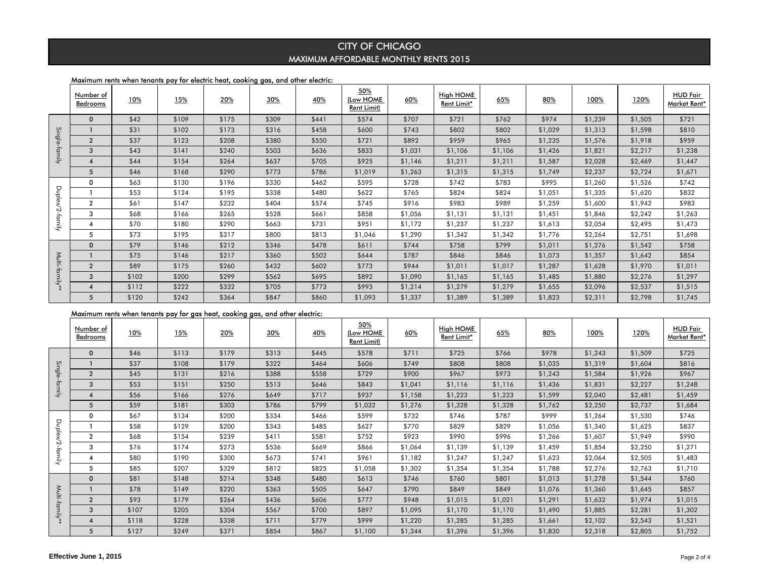# CITY OF CHICAGO

## MAXIMUM AFFORDABLE MONTHLY RENTS 2015

Maximum rents when tenants pay for electric heat, cooking gas, and other electric:

| | Number of Bedrooms | 10% | 15% | 20% | 30% | 40% | 50% (Low HOME Rent Limit) | 60% | High HOME Rent Limit* | 65% | 80% | 100% | 120% | HUD Fair Market Rent* |
|---|---|---|---|---|---|---|---|---|---|---|---|---|---|---|
| Single-family | 0 | $42 | $109 | $175 | $309 | $441 | $574 | $707 | $721 | $762 | $974 | $1,239 | $1,505 | $721 |
| | 1 | $31 | $102 | $173 | $316 | $458 | $600 | $743 | $802 | $802 | $1,029 | $1,313 | $1,598 | $810 |
| | 2 | $37 | $123 | $208 | $380 | $550 | $721 | $892 | $959 | $965 | $1,235 | $1,576 | $1,918 | $959 |
| | 3 | $43 | $141 | $240 | $503 | $636 | $833 | $1,031 | $1,106 | $1,106 | $1,426 | $1,821 | $2,217 | $1,238 |
| | 4 | $44 | $154 | $264 | $637 | $705 | $925 | $1,146 | $1,211 | $1,211 | $1,587 | $2,028 | $2,469 | $1,447 |
| | 5 | $46 | $168 | $290 | $773 | $786 | $1,019 | $1,263 | $1,315 | $1,315 | $1,749 | $2,237 | $2,724 | $1,671 |
| Duplex/2-family | 0 | $63 | $130 | $196 | $330 | $462 | $595 | $728 | $742 | $783 | $995 | $1,260 | $1,526 | $742 |
| | 1 | $53 | $124 | $195 | $338 | $480 | $622 | $765 | $824 | $824 | $1,051 | $1,335 | $1,620 | $832 |
| | 2 | $61 | $147 | $232 | $404 | $574 | $745 | $916 | $983 | $989 | $1,259 | $1,600 | $1,942 | $983 |
| | 3 | $68 | $166 | $265 | $528 | $661 | $858 | $1,056 | $1,131 | $1,131 | $1,451 | $1,846 | $2,242 | $1,263 |
| | 4 | $70 | $180 | $290 | $663 | $731 | $951 | $1,172 | $1,237 | $1,237 | $1,613 | $2,054 | $2,495 | $1,473 |
| | 5 | $73 | $195 | $317 | $800 | $813 | $1,046 | $1,290 | $1,342 | $1,342 | $1,776 | $2,264 | $2,751 | $1,698 |
| Multi-family** | 0 | $79 | $146 | $212 | $346 | $478 | $611 | $744 | $758 | $799 | $1,011 | $1,276 | $1,542 | $758 |
| | 1 | $75 | $146 | $217 | $360 | $502 | $644 | $787 | $846 | $846 | $1,073 | $1,357 | $1,642 | $854 |
| | 2 | $89 | $175 | $260 | $432 | $602 | $773 | $944 | $1,011 | $1,017 | $1,287 | $1,628 | $1,970 | $1,011 |
| | 3 | $102 | $200 | $299 | $562 | $695 | $892 | $1,090 | $1,165 | $1,165 | $1,485 | $1,880 | $2,276 | $1,297 |
| | 4 | $112 | $222 | $332 | $705 | $773 | $993 | $1,214 | $1,279 | $1,279 | $1,655 | $2,096 | $2,537 | $1,515 |
| | 5 | $120 | $242 | $364 | $847 | $860 | $1,093 | $1,337 | $1,389 | $1,389 | $1,823 | $2,311 | $2,798 | $1,745 |

Maximum rents when tenants pay for gas heat, cooking gas, and other electric:

| | Number of Bedrooms | 10% | 15% | 20% | 30% | 40% | 50% (Low HOME Rent Limit) | 60% | High HOME Rent Limit* | 65% | 80% | 100% | 120% | HUD Fair Market Rent* |
|---|---|---|---|---|---|---|---|---|---|---|---|---|---|---|
| Single-family | 0 | $46 | $113 | $179 | $313 | $445 | $578 | $711 | $725 | $766 | $978 | $1,243 | $1,509 | $725 |
| | 1 | $37 | $108 | $179 | $322 | $464 | $606 | $749 | $808 | $808 | $1,035 | $1,319 | $1,604 | $816 |
| | 2 | $45 | $131 | $216 | $388 | $558 | $729 | $900 | $967 | $973 | $1,243 | $1,584 | $1,926 | $967 |
| | 3 | $53 | $151 | $250 | $513 | $646 | $843 | $1,041 | $1,116 | $1,116 | $1,436 | $1,831 | $2,227 | $1,248 |
| | 4 | $56 | $166 | $276 | $649 | $717 | $937 | $1,158 | $1,223 | $1,223 | $1,599 | $2,040 | $2,481 | $1,459 |
| | 5 | $59 | $181 | $303 | $786 | $799 | $1,032 | $1,276 | $1,328 | $1,328 | $1,762 | $2,250 | $2,737 | $1,684 |
| Duplex/2-family | 0 | $67 | $134 | $200 | $334 | $466 | $599 | $732 | $746 | $787 | $999 | $1,264 | $1,530 | $746 |
| | 1 | $58 | $129 | $200 | $343 | $485 | $627 | $770 | $829 | $829 | $1,056 | $1,340 | $1,625 | $837 |
| | 2 | $68 | $154 | $239 | $411 | $581 | $752 | $923 | $990 | $996 | $1,266 | $1,607 | $1,949 | $990 |
| | 3 | $76 | $174 | $273 | $536 | $669 | $866 | $1,064 | $1,139 | $1,139 | $1,459 | $1,854 | $2,250 | $1,271 |
| | 4 | $80 | $190 | $300 | $673 | $741 | $961 | $1,182 | $1,247 | $1,247 | $1,623 | $2,064 | $2,505 | $1,483 |
| | 5 | $85 | $207 | $329 | $812 | $825 | $1,058 | $1,302 | $1,354 | $1,354 | $1,788 | $2,276 | $2,763 | $1,710 |
| Multi-family** | 0 | $81 | $148 | $214 | $348 | $480 | $613 | $746 | $760 | $801 | $1,013 | $1,278 | $1,544 | $760 |
| | 1 | $78 | $149 | $220 | $363 | $505 | $647 | $790 | $849 | $849 | $1,076 | $1,360 | $1,645 | $857 |
| | 2 | $93 | $179 | $264 | $436 | $606 | $777 | $948 | $1,015 | $1,021 | $1,291 | $1,632 | $1,974 | $1,015 |
| | 3 | $107 | $205 | $304 | $567 | $700 | $897 | $1,095 | $1,170 | $1,170 | $1,490 | $1,885 | $2,281 | $1,302 |
| | 4 | $118 | $228 | $338 | $711 | $779 | $999 | $1,220 | $1,285 | $1,285 | $1,661 | $2,102 | $2,543 | $1,521 |
| | 5 | $127 | $249 | $371 | $854 | $867 | $1,100 | $1,344 | $1,396 | $1,396 | $1,830 | $2,318 | $2,805 | $1,752 |

**Effective June 1, 2015**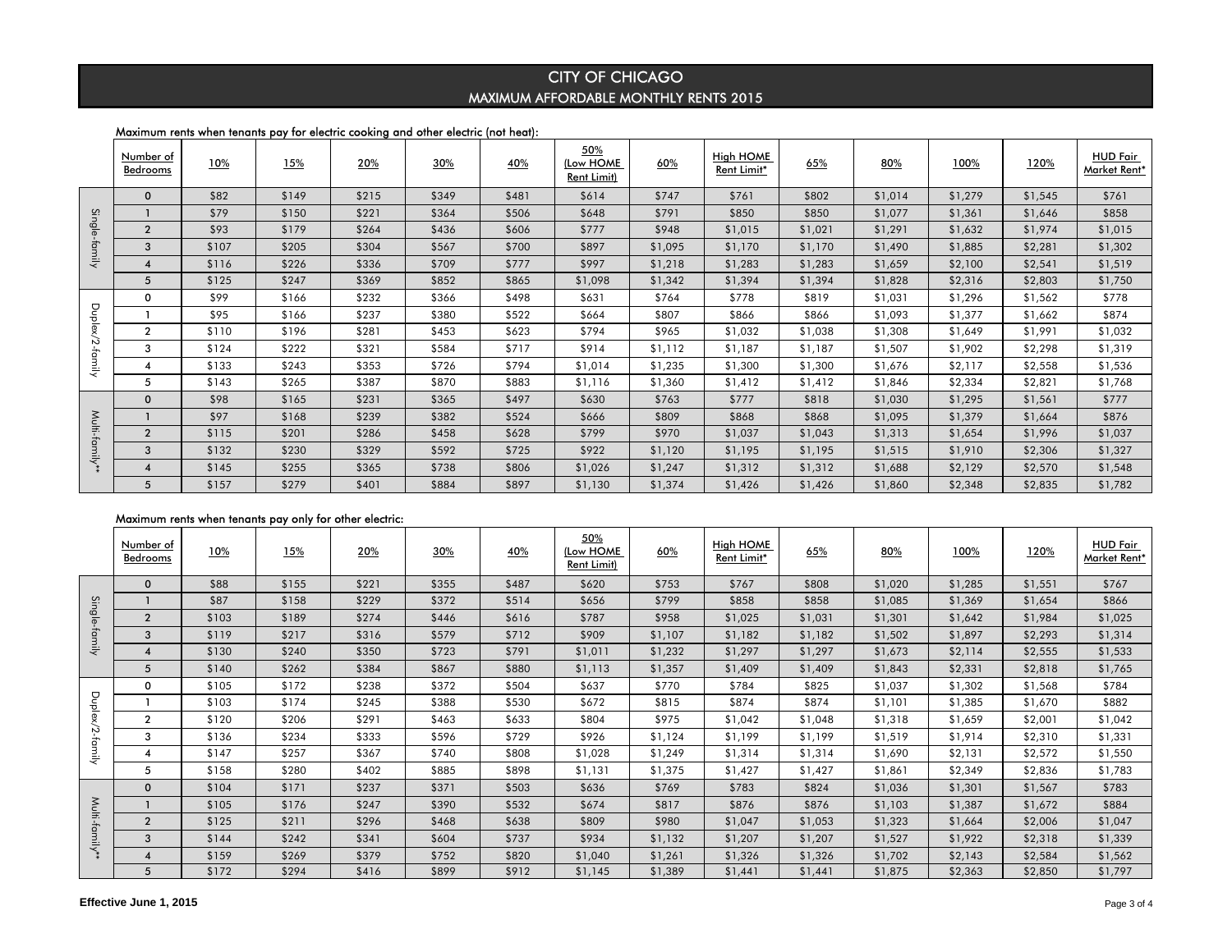# CITY OF CHICAGO
## MAXIMUM AFFORDABLE MONTHLY RENTS 2015

Maximum rents when tenants pay for electric cooking and other electric (not heat):

| | Number of Bedrooms | 10% | 15% | 20% | 30% | 40% | 50% (Low HOME Rent Limit) | 60% | High HOME Rent Limit* | 65% | 80% | 100% | 120% | HUD Fair Market Rent* |
|---|---|---|---|---|---|---|---|---|---|---|---|---|---|---|
| Single-family | 0 | $82 | $149 | $215 | $349 | $481 | $614 | $747 | $761 | $802 | $1,014 | $1,279 | $1,545 | $761 |
| | 1 | $79 | $150 | $221 | $364 | $506 | $648 | $791 | $850 | $850 | $1,077 | $1,361 | $1,646 | $858 |
| | 2 | $93 | $179 | $264 | $436 | $606 | $777 | $948 | $1,015 | $1,021 | $1,291 | $1,632 | $1,974 | $1,015 |
| | 3 | $107 | $205 | $304 | $567 | $700 | $897 | $1,095 | $1,170 | $1,170 | $1,490 | $1,885 | $2,281 | $1,302 |
| | 4 | $116 | $226 | $336 | $709 | $777 | $997 | $1,218 | $1,283 | $1,283 | $1,659 | $2,100 | $2,541 | $1,519 |
| | 5 | $125 | $247 | $369 | $852 | $865 | $1,098 | $1,342 | $1,394 | $1,394 | $1,828 | $2,316 | $2,803 | $1,750 |
| Duplex/2-family | 0 | $99 | $166 | $232 | $366 | $498 | $631 | $764 | $778 | $819 | $1,031 | $1,296 | $1,562 | $778 |
| | 1 | $95 | $166 | $237 | $380 | $522 | $664 | $807 | $866 | $866 | $1,093 | $1,377 | $1,662 | $874 |
| | 2 | $110 | $196 | $281 | $453 | $623 | $794 | $965 | $1,032 | $1,038 | $1,308 | $1,649 | $1,991 | $1,032 |
| | 3 | $124 | $222 | $321 | $584 | $717 | $914 | $1,112 | $1,187 | $1,187 | $1,507 | $1,902 | $2,298 | $1,319 |
| | 4 | $133 | $243 | $353 | $726 | $794 | $1,014 | $1,235 | $1,300 | $1,300 | $1,676 | $2,117 | $2,558 | $1,536 |
| | 5 | $143 | $265 | $387 | $870 | $883 | $1,116 | $1,360 | $1,412 | $1,412 | $1,846 | $2,334 | $2,821 | $1,768 |
| Multi-family** | 0 | $98 | $165 | $231 | $365 | $497 | $630 | $763 | $777 | $818 | $1,030 | $1,295 | $1,561 | $777 |
| | 1 | $97 | $168 | $239 | $382 | $524 | $666 | $809 | $868 | $868 | $1,095 | $1,379 | $1,664 | $876 |
| | 2 | $115 | $201 | $286 | $458 | $628 | $799 | $970 | $1,037 | $1,043 | $1,313 | $1,654 | $1,996 | $1,037 |
| | 3 | $132 | $230 | $329 | $592 | $725 | $922 | $1,120 | $1,195 | $1,195 | $1,515 | $1,910 | $2,306 | $1,327 |
| | 4 | $145 | $255 | $365 | $738 | $806 | $1,026 | $1,247 | $1,312 | $1,312 | $1,688 | $2,129 | $2,570 | $1,548 |
| | 5 | $157 | $279 | $401 | $884 | $897 | $1,130 | $1,374 | $1,426 | $1,426 | $1,860 | $2,348 | $2,835 | $1,782 |

Maximum rents when tenants pay only for other electric:

| | Number of Bedrooms | 10% | 15% | 20% | 30% | 40% | 50% (Low HOME Rent Limit) | 60% | High HOME Rent Limit* | 65% | 80% | 100% | 120% | HUD Fair Market Rent* |
|---|---|---|---|---|---|---|---|---|---|---|---|---|---|---|
| Single-family | 0 | $88 | $155 | $221 | $355 | $487 | $620 | $753 | $767 | $808 | $1,020 | $1,285 | $1,551 | $767 |
| | 1 | $87 | $158 | $229 | $372 | $514 | $656 | $799 | $858 | $858 | $1,085 | $1,369 | $1,654 | $866 |
| | 2 | $103 | $189 | $274 | $446 | $616 | $787 | $958 | $1,025 | $1,031 | $1,301 | $1,642 | $1,984 | $1,025 |
| | 3 | $119 | $217 | $316 | $579 | $712 | $909 | $1,107 | $1,182 | $1,182 | $1,502 | $1,897 | $2,293 | $1,314 |
| | 4 | $130 | $240 | $350 | $723 | $791 | $1,011 | $1,232 | $1,297 | $1,297 | $1,673 | $2,114 | $2,555 | $1,533 |
| | 5 | $140 | $262 | $384 | $867 | $880 | $1,113 | $1,357 | $1,409 | $1,409 | $1,843 | $2,331 | $2,818 | $1,765 |
| Duplex/2-family | 0 | $105 | $172 | $238 | $372 | $504 | $637 | $770 | $784 | $825 | $1,037 | $1,302 | $1,568 | $784 |
| | 1 | $103 | $174 | $245 | $388 | $530 | $672 | $815 | $874 | $874 | $1,101 | $1,385 | $1,670 | $882 |
| | 2 | $120 | $206 | $291 | $463 | $633 | $804 | $975 | $1,042 | $1,048 | $1,318 | $1,659 | $2,001 | $1,042 |
| | 3 | $136 | $234 | $333 | $596 | $729 | $926 | $1,124 | $1,199 | $1,199 | $1,519 | $1,914 | $2,310 | $1,331 |
| | 4 | $147 | $257 | $367 | $740 | $808 | $1,028 | $1,249 | $1,314 | $1,314 | $1,690 | $2,131 | $2,572 | $1,550 |
| | 5 | $158 | $280 | $402 | $885 | $898 | $1,131 | $1,375 | $1,427 | $1,427 | $1,861 | $2,349 | $2,836 | $1,783 |
| Multi-family** | 0 | $104 | $171 | $237 | $371 | $503 | $636 | $769 | $783 | $824 | $1,036 | $1,301 | $1,567 | $783 |
| | 1 | $105 | $176 | $247 | $390 | $532 | $674 | $817 | $876 | $876 | $1,103 | $1,387 | $1,672 | $884 |
| | 2 | $125 | $211 | $296 | $468 | $638 | $809 | $980 | $1,047 | $1,053 | $1,323 | $1,664 | $2,006 | $1,047 |
| | 3 | $144 | $242 | $341 | $604 | $737 | $934 | $1,132 | $1,207 | $1,207 | $1,527 | $1,922 | $2,318 | $1,339 |
| | 4 | $159 | $269 | $379 | $752 | $820 | $1,040 | $1,261 | $1,326 | $1,326 | $1,702 | $2,143 | $2,584 | $1,562 |
| | 5 | $172 | $294 | $416 | $899 | $912 | $1,145 | $1,389 | $1,441 | $1,441 | $1,875 | $2,363 | $2,850 | $1,797 |

**Effective June 1, 2015**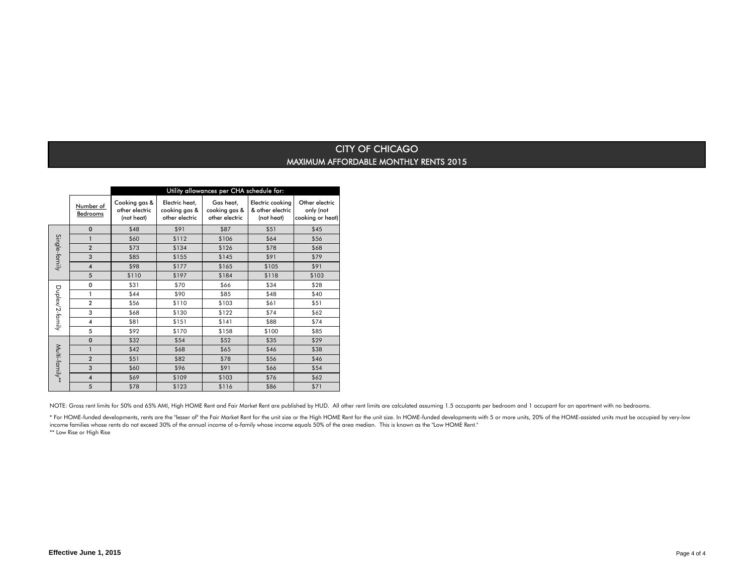# CITY OF CHICAGO

## MAXIMUM AFFORDABLE MONTHLY RENTS 2015

| | | Utility allowances per CHA schedule for: | | | | |
|---|---|---|---|---|---|---|
| | Number of Bedrooms | Cooking gas & other electric (not heat) | Electric heat, cooking gas & other electric | Gas heat, cooking gas & other electric | Electric cooking & other electric (not heat) | Other electric only (not cooking or heat) |
| Single-family | 0 | $48 | $91 | $87 | $51 | $45 |
| Single-family | 1 | $60 | $112 | $106 | $64 | $56 |
| Single-family | 2 | $73 | $134 | $126 | $78 | $68 |
| Single-family | 3 | $85 | $155 | $145 | $91 | $79 |
| Single-family | 4 | $98 | $177 | $165 | $105 | $91 |
| Single-family | 5 | $110 | $197 | $184 | $118 | $103 |
| Duplex/2-family | 0 | $31 | $70 | $66 | $34 | $28 |
| Duplex/2-family | 1 | $44 | $90 | $85 | $48 | $40 |
| Duplex/2-family | 2 | $56 | $110 | $103 | $61 | $51 |
| Duplex/2-family | 3 | $68 | $130 | $122 | $74 | $62 |
| Duplex/2-family | 4 | $81 | $151 | $141 | $88 | $74 |
| Duplex/2-family | 5 | $92 | $170 | $158 | $100 | $85 |
| Multi-family** | 0 | $32 | $54 | $52 | $35 | $29 |
| Multi-family** | 1 | $42 | $68 | $65 | $46 | $38 |
| Multi-family** | 2 | $51 | $82 | $78 | $56 | $46 |
| Multi-family** | 3 | $60 | $96 | $91 | $66 | $54 |
| Multi-family** | 4 | $69 | $109 | $103 | $76 | $62 |
| Multi-family** | 5 | $78 | $123 | $116 | $86 | $71 |

NOTE: Gross rent limits for 50% and 65% AMI, High HOME Rent and Fair Market Rent are published by HUD. All other rent limits are calculated assuming 1.5 occupants per bedroom and 1 occupant for an apartment with no bedrooms.

* For HOME-funded developments, rents are the "lesser of" the Fair Market Rent for the unit size or the High HOME Rent for the unit size. In HOME-funded developments with 5 or more units, 20% of the HOME-assisted units must be occupied by very-low income families whose rents do not exceed 30% of the annual income of a-family whose income equals 50% of the area median. This is known as the "Low HOME Rent."

** Low Rise or High Rise

**Effective June 1, 2015**